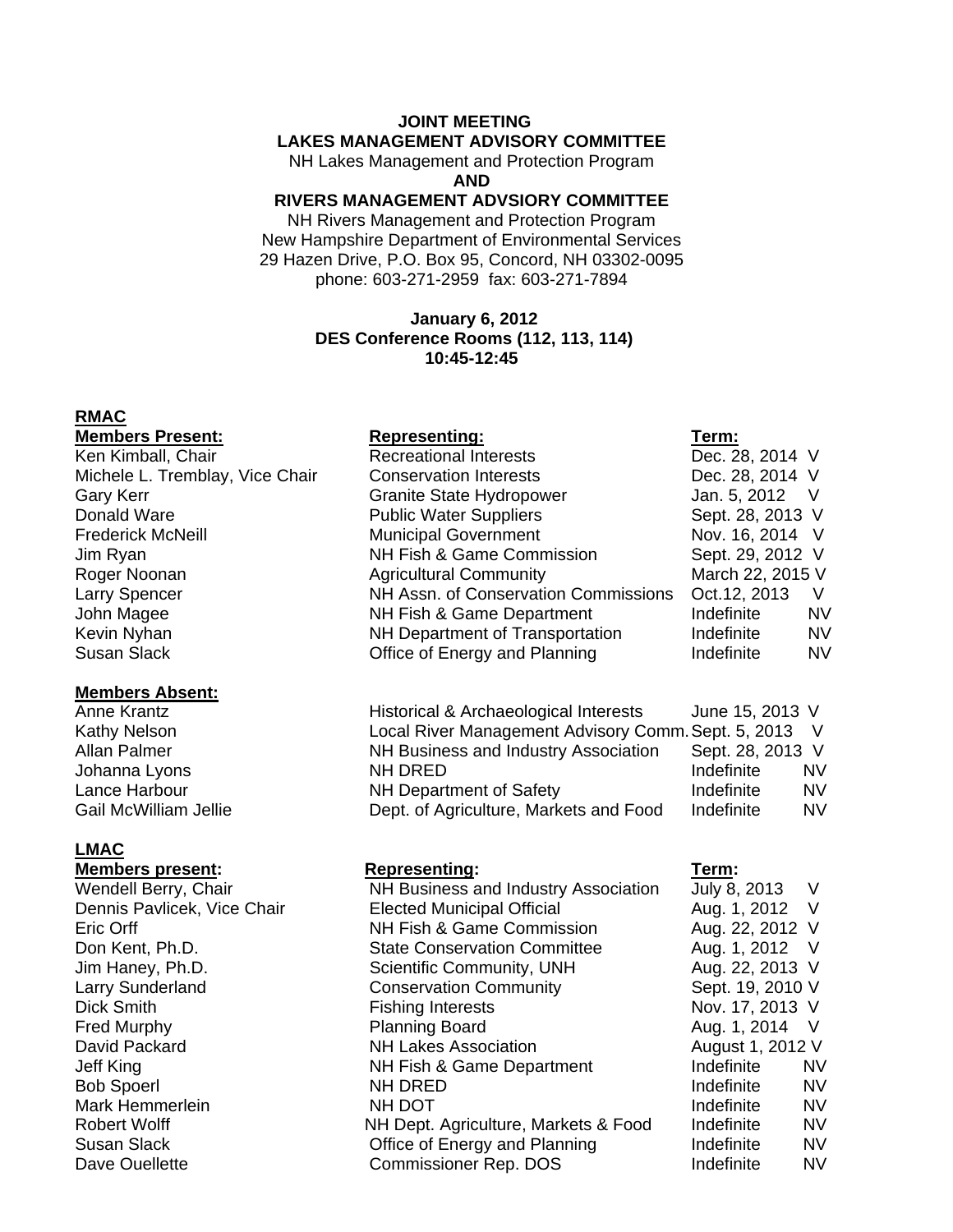**JOINT MEETING**
**LAKES MANAGEMENT ADVISORY COMMITTEE**
NH Lakes Management and Protection Program
**AND**
**RIVERS MANAGEMENT ADVSIORY COMMITTEE**
NH Rivers Management and Protection Program
New Hampshire Department of Environmental Services
29 Hazen Drive, P.O. Box 95, Concord, NH 03302-0095
phone: 603-271-2959 fax: 603-271-7894

**January 6, 2012**
**DES Conference Rooms (112, 113, 114)**
**10:45-12:45**

## RMAC

| **Members Present:** | **Representing:** | **Term:** | |
|---|---|---|---|
| Ken Kimball, Chair | Recreational Interests | Dec. 28, 2014 | V |
| Michele L. Tremblay, Vice Chair | Conservation Interests | Dec. 28, 2014 | V |
| Gary Kerr | Granite State Hydropower | Jan. 5, 2012 | V |
| Donald Ware | Public Water Suppliers | Sept. 28, 2013 | V |
| Frederick McNeill | Municipal Government | Nov. 16, 2014 | V |
| Jim Ryan | NH Fish & Game Commission | Sept. 29, 2012 | V |
| Roger Noonan | Agricultural Community | March 22, 2015 | V |
| Larry Spencer | NH Assn. of Conservation Commissions | Oct.12, 2013 | V |
| John Magee | NH Fish & Game Department | Indefinite | NV |
| Kevin Nyhan | NH Department of Transportation | Indefinite | NV |
| Susan Slack | Office of Energy and Planning | Indefinite | NV |

| **Members Absent:** | | | |
|---|---|---|---|
| Anne Krantz | Historical & Archaeological Interests | June 15, 2013 | V |
| Kathy Nelson | Local River Management Advisory Comm. | Sept. 5, 2013 | V |
| Allan Palmer | NH Business and Industry Association | Sept. 28, 2013 | V |
| Johanna Lyons | NH DRED | Indefinite | NV |
| Lance Harbour | NH Department of Safety | Indefinite | NV |
| Gail McWilliam Jellie | Dept. of Agriculture, Markets and Food | Indefinite | NV |

## LMAC

| **Members present:** | **Representing:** | **Term:** | |
|---|---|---|---|
| Wendell Berry, Chair | NH Business and Industry Association | July 8, 2013 | V |
| Dennis Pavlicek, Vice Chair | Elected Municipal Official | Aug. 1, 2012 | V |
| Eric Orff | NH Fish & Game Commission | Aug. 22, 2012 | V |
| Don Kent, Ph.D. | State Conservation Committee | Aug. 1, 2012 | V |
| Jim Haney, Ph.D. | Scientific Community, UNH | Aug. 22, 2013 | V |
| Larry Sunderland | Conservation Community | Sept. 19, 2010 | V |
| Dick Smith | Fishing Interests | Nov. 17, 2013 | V |
| Fred Murphy | Planning Board | Aug. 1, 2014 | V |
| David Packard | NH Lakes Association | August 1, 2012 | V |
| Jeff King | NH Fish & Game Department | Indefinite | NV |
| Bob Spoerl | NH DRED | Indefinite | NV |
| Mark Hemmerlein | NH DOT | Indefinite | NV |
| Robert Wolff | NH Dept. Agriculture, Markets & Food | Indefinite | NV |
| Susan Slack | Office of Energy and Planning | Indefinite | NV |
| Dave Ouellette | Commissioner Rep. DOS | Indefinite | NV |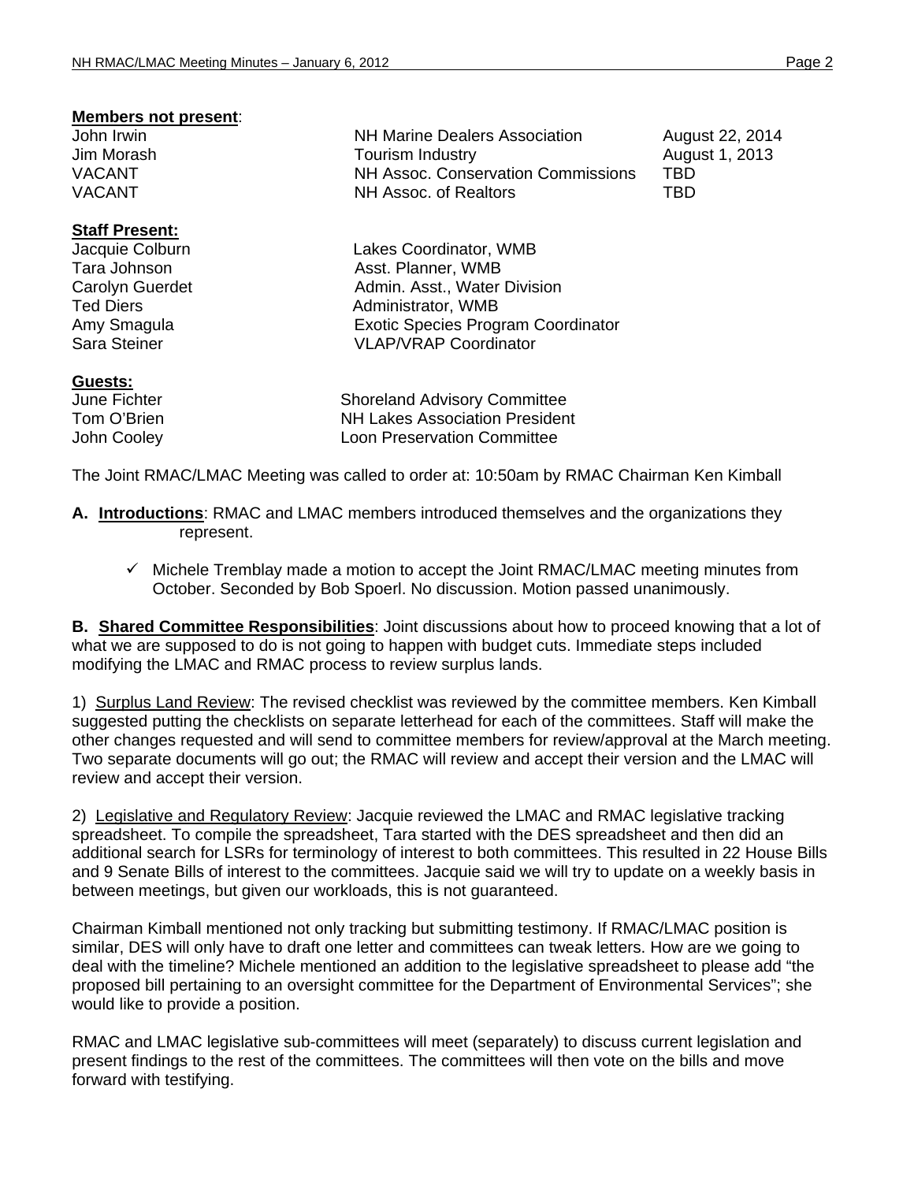**Members not present**:

| | | |
|---|---|---|
| John Irwin | NH Marine Dealers Association | August 22, 2014 |
| Jim Morash | Tourism Industry | August 1, 2013 |
| VACANT | NH Assoc. Conservation Commissions | TBD |
| VACANT | NH Assoc. of Realtors | TBD |

**Staff Present:**

| | |
|---|---|
| Jacquie Colburn | Lakes Coordinator, WMB |
| Tara Johnson | Asst. Planner, WMB |
| Carolyn Guerdet | Admin. Asst., Water Division |
| Ted Diers | Administrator, WMB |
| Amy Smagula | Exotic Species Program Coordinator |
| Sara Steiner | VLAP/VRAP Coordinator |

**Guests:**

| | |
|---|---|
| June Fichter | Shoreland Advisory Committee |
| Tom O'Brien | NH Lakes Association President |
| John Cooley | Loon Preservation Committee |

The Joint RMAC/LMAC Meeting was called to order at: 10:50am by RMAC Chairman Ken Kimball

**A. Introductions**: RMAC and LMAC members introduced themselves and the organizations they represent.

- ✓ Michele Tremblay made a motion to accept the Joint RMAC/LMAC meeting minutes from October. Seconded by Bob Spoerl. No discussion. Motion passed unanimously.

**B. Shared Committee Responsibilities**: Joint discussions about how to proceed knowing that a lot of what we are supposed to do is not going to happen with budget cuts. Immediate steps included modifying the LMAC and RMAC process to review surplus lands.

1) Surplus Land Review: The revised checklist was reviewed by the committee members. Ken Kimball suggested putting the checklists on separate letterhead for each of the committees. Staff will make the other changes requested and will send to committee members for review/approval at the March meeting. Two separate documents will go out; the RMAC will review and accept their version and the LMAC will review and accept their version.

2) Legislative and Regulatory Review: Jacquie reviewed the LMAC and RMAC legislative tracking spreadsheet. To compile the spreadsheet, Tara started with the DES spreadsheet and then did an additional search for LSRs for terminology of interest to both committees. This resulted in 22 House Bills and 9 Senate Bills of interest to the committees. Jacquie said we will try to update on a weekly basis in between meetings, but given our workloads, this is not guaranteed.

Chairman Kimball mentioned not only tracking but submitting testimony. If RMAC/LMAC position is similar, DES will only have to draft one letter and committees can tweak letters. How are we going to deal with the timeline? Michele mentioned an addition to the legislative spreadsheet to please add "the proposed bill pertaining to an oversight committee for the Department of Environmental Services"; she would like to provide a position.

RMAC and LMAC legislative sub-committees will meet (separately) to discuss current legislation and present findings to the rest of the committees. The committees will then vote on the bills and move forward with testifying.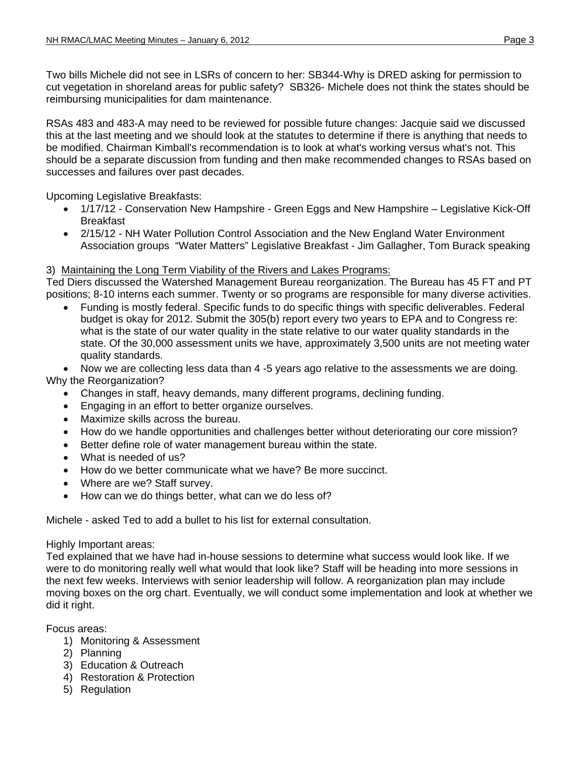Two bills Michele did not see in LSRs of concern to her: SB344-Why is DRED asking for permission to cut vegetation in shoreland areas for public safety? SB326- Michele does not think the states should be reimbursing municipalities for dam maintenance.

RSAs 483 and 483-A may need to be reviewed for possible future changes: Jacquie said we discussed this at the last meeting and we should look at the statutes to determine if there is anything that needs to be modified. Chairman Kimball's recommendation is to look at what's working versus what's not. This should be a separate discussion from funding and then make recommended changes to RSAs based on successes and failures over past decades.

Upcoming Legislative Breakfasts:

- 1/17/12 - Conservation New Hampshire - Green Eggs and New Hampshire – Legislative Kick-Off Breakfast
- 2/15/12 - NH Water Pollution Control Association and the New England Water Environment Association groups "Water Matters" Legislative Breakfast - Jim Gallagher, Tom Burack speaking

3) <u>Maintaining the Long Term Viability of the Rivers and Lakes Programs:</u>
Ted Diers discussed the Watershed Management Bureau reorganization. The Bureau has 45 FT and PT positions; 8-10 interns each summer. Twenty or so programs are responsible for many diverse activities.

- Funding is mostly federal. Specific funds to do specific things with specific deliverables. Federal budget is okay for 2012. Submit the 305(b) report every two years to EPA and to Congress re: what is the state of our water quality in the state relative to our water quality standards in the state. Of the 30,000 assessment units we have, approximately 3,500 units are not meeting water quality standards.
- Now we are collecting less data than 4 -5 years ago relative to the assessments we are doing.

Why the Reorganization?

- Changes in staff, heavy demands, many different programs, declining funding.
- Engaging in an effort to better organize ourselves.
- Maximize skills across the bureau.
- How do we handle opportunities and challenges better without deteriorating our core mission?
- Better define role of water management bureau within the state.
- What is needed of us?
- How do we better communicate what we have? Be more succinct.
- Where are we? Staff survey.
- How can we do things better, what can we do less of?

Michele - asked Ted to add a bullet to his list for external consultation.

Highly Important areas:
Ted explained that we have had in-house sessions to determine what success would look like. If we were to do monitoring really well what would that look like? Staff will be heading into more sessions in the next few weeks. Interviews with senior leadership will follow. A reorganization plan may include moving boxes on the org chart. Eventually, we will conduct some implementation and look at whether we did it right.

Focus areas:

1) Monitoring & Assessment
2) Planning
3) Education & Outreach
4) Restoration & Protection
5) Regulation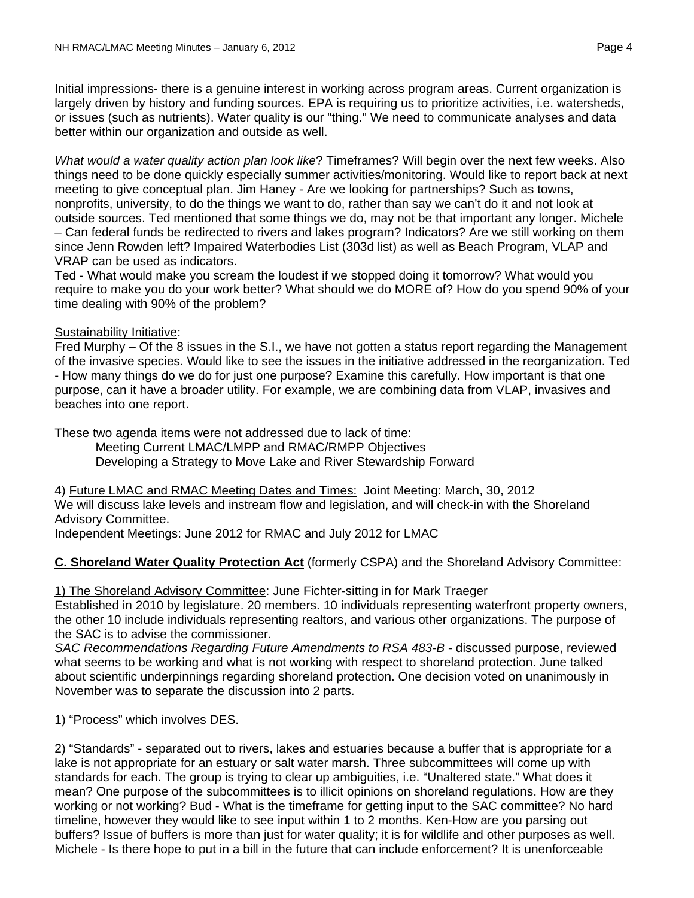Initial impressions- there is a genuine interest in working across program areas. Current organization is largely driven by history and funding sources. EPA is requiring us to prioritize activities, i.e. watersheds, or issues (such as nutrients). Water quality is our "thing." We need to communicate analyses and data better within our organization and outside as well.

*What would a water quality action plan look like*? Timeframes? Will begin over the next few weeks. Also things need to be done quickly especially summer activities/monitoring. Would like to report back at next meeting to give conceptual plan. Jim Haney - Are we looking for partnerships? Such as towns, nonprofits, university, to do the things we want to do, rather than say we can't do it and not look at outside sources. Ted mentioned that some things we do, may not be that important any longer. Michele – Can federal funds be redirected to rivers and lakes program? Indicators? Are we still working on them since Jenn Rowden left? Impaired Waterbodies List (303d list) as well as Beach Program, VLAP and VRAP can be used as indicators.
Ted - What would make you scream the loudest if we stopped doing it tomorrow? What would you require to make you do your work better? What should we do MORE of? How do you spend 90% of your time dealing with 90% of the problem?

<u>Sustainability Initiative</u>:
Fred Murphy – Of the 8 issues in the S.I., we have not gotten a status report regarding the Management of the invasive species. Would like to see the issues in the initiative addressed in the reorganization. Ted - How many things do we do for just one purpose? Examine this carefully. How important is that one purpose, can it have a broader utility. For example, we are combining data from VLAP, invasives and beaches into one report.

These two agenda items were not addressed due to lack of time:
    Meeting Current LMAC/LMPP and RMAC/RMPP Objectives
    Developing a Strategy to Move Lake and River Stewardship Forward

4) <u>Future LMAC and RMAC Meeting Dates and Times:</u> Joint Meeting: March, 30, 2012
We will discuss lake levels and instream flow and legislation, and will check-in with the Shoreland Advisory Committee.
Independent Meetings: June 2012 for RMAC and July 2012 for LMAC

**<u>C. Shoreland Water Quality Protection Act</u>** (formerly CSPA) and the Shoreland Advisory Committee:

<u>1) The Shoreland Advisory Committee</u>: June Fichter-sitting in for Mark Traeger
Established in 2010 by legislature. 20 members. 10 individuals representing waterfront property owners, the other 10 include individuals representing realtors, and various other organizations. The purpose of the SAC is to advise the commissioner.
*SAC Recommendations Regarding Future Amendments to RSA 483-B* - discussed purpose, reviewed what seems to be working and what is not working with respect to shoreland protection. June talked about scientific underpinnings regarding shoreland protection. One decision voted on unanimously in November was to separate the discussion into 2 parts.

1) "Process" which involves DES.

2) "Standards" - separated out to rivers, lakes and estuaries because a buffer that is appropriate for a lake is not appropriate for an estuary or salt water marsh. Three subcommittees will come up with standards for each. The group is trying to clear up ambiguities, i.e. "Unaltered state." What does it mean? One purpose of the subcommittees is to illicit opinions on shoreland regulations. How are they working or not working? Bud - What is the timeframe for getting input to the SAC committee? No hard timeline, however they would like to see input within 1 to 2 months. Ken-How are you parsing out buffers? Issue of buffers is more than just for water quality; it is for wildlife and other purposes as well. Michele - Is there hope to put in a bill in the future that can include enforcement? It is unenforceable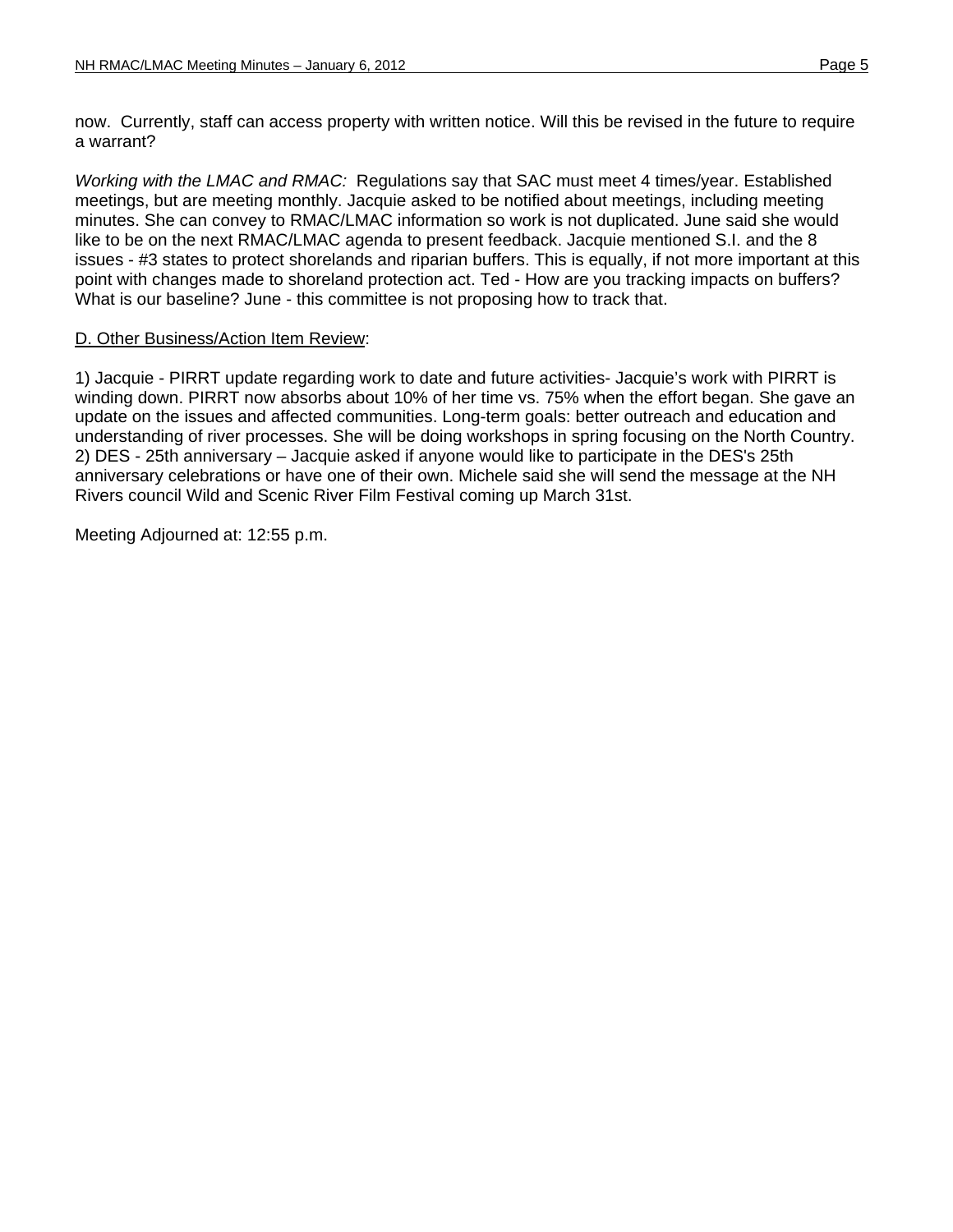now. Currently, staff can access property with written notice. Will this be revised in the future to require a warrant?

*Working with the LMAC and RMAC:* Regulations say that SAC must meet 4 times/year. Established meetings, but are meeting monthly. Jacquie asked to be notified about meetings, including meeting minutes. She can convey to RMAC/LMAC information so work is not duplicated. June said she would like to be on the next RMAC/LMAC agenda to present feedback. Jacquie mentioned S.I. and the 8 issues - #3 states to protect shorelands and riparian buffers. This is equally, if not more important at this point with changes made to shoreland protection act. Ted - How are you tracking impacts on buffers? What is our baseline? June - this committee is not proposing how to track that.

<u>D. Other Business/Action Item Review</u>:

1) Jacquie - PIRRT update regarding work to date and future activities- Jacquie's work with PIRRT is winding down. PIRRT now absorbs about 10% of her time vs. 75% when the effort began. She gave an update on the issues and affected communities. Long-term goals: better outreach and education and understanding of river processes. She will be doing workshops in spring focusing on the North Country.
2) DES - 25th anniversary – Jacquie asked if anyone would like to participate in the DES's 25th anniversary celebrations or have one of their own. Michele said she will send the message at the NH Rivers council Wild and Scenic River Film Festival coming up March 31st.

Meeting Adjourned at: 12:55 p.m.